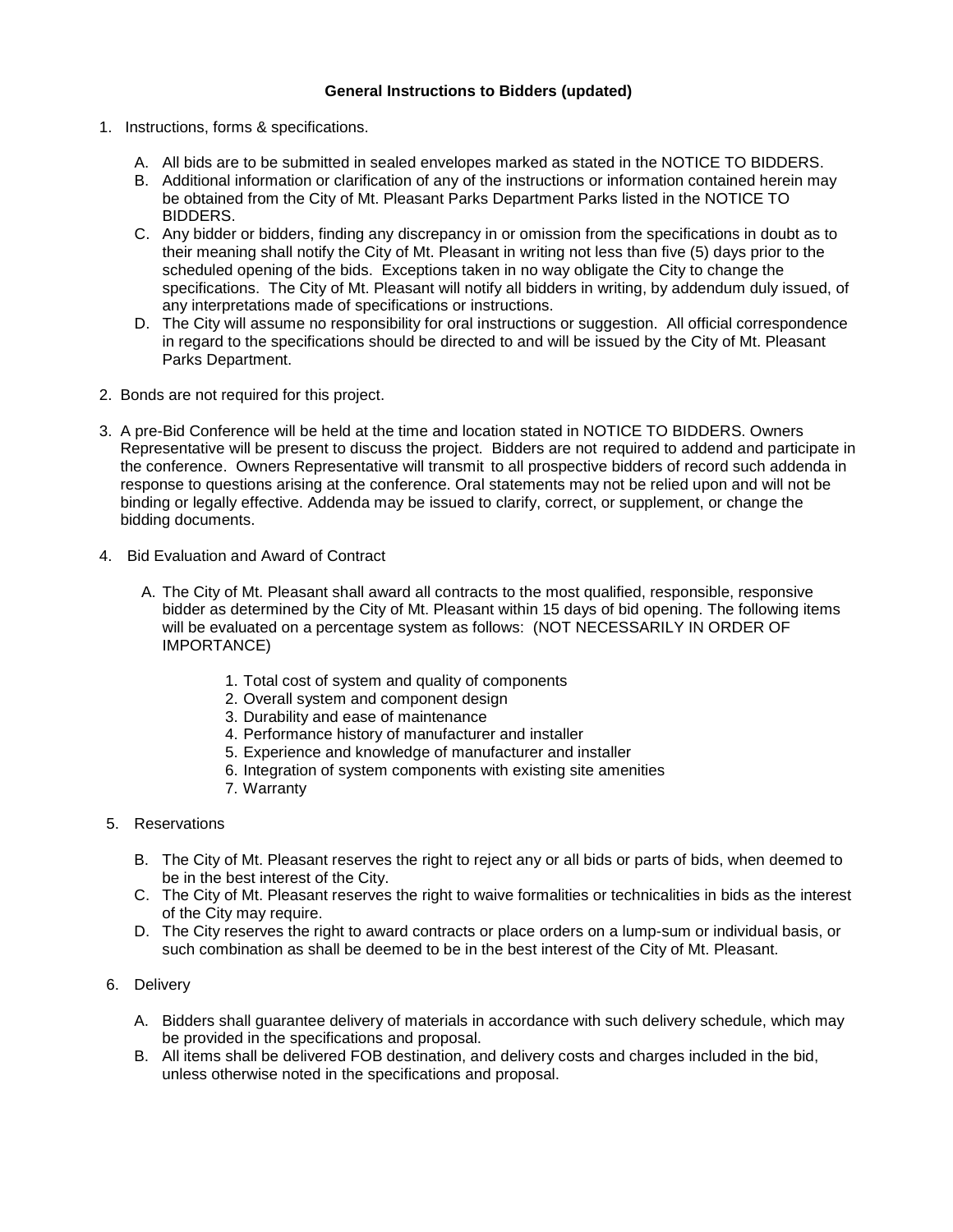**General Instructions to Bidders (updated)**

1. Instructions, forms & specifications.

   A. All bids are to be submitted in sealed envelopes marked as stated in the NOTICE TO BIDDERS.

   B. Additional information or clarification of any of the instructions or information contained herein may be obtained from the City of Mt. Pleasant Parks Department Parks listed in the NOTICE TO BIDDERS.

   C. Any bidder or bidders, finding any discrepancy in or omission from the specifications in doubt as to their meaning shall notify the City of Mt. Pleasant in writing not less than five (5) days prior to the scheduled opening of the bids. Exceptions taken in no way obligate the City to change the specifications. The City of Mt. Pleasant will notify all bidders in writing, by addendum duly issued, of any interpretations made of specifications or instructions.

   D. The City will assume no responsibility for oral instructions or suggestion. All official correspondence in regard to the specifications should be directed to and will be issued by the City of Mt. Pleasant Parks Department.

2. Bonds are not required for this project.

3. A pre-Bid Conference will be held at the time and location stated in NOTICE TO BIDDERS. Owners Representative will be present to discuss the project. Bidders are not required to addend and participate in the conference. Owners Representative will transmit to all prospective bidders of record such addenda in response to questions arising at the conference. Oral statements may not be relied upon and will not be binding or legally effective. Addenda may be issued to clarify, correct, or supplement, or change the bidding documents.

4. Bid Evaluation and Award of Contract

   A. The City of Mt. Pleasant shall award all contracts to the most qualified, responsible, responsive bidder as determined by the City of Mt. Pleasant within 15 days of bid opening. The following items will be evaluated on a percentage system as follows: (NOT NECESSARILY IN ORDER OF IMPORTANCE)

      1. Total cost of system and quality of components
      2. Overall system and component design
      3. Durability and ease of maintenance
      4. Performance history of manufacturer and installer
      5. Experience and knowledge of manufacturer and installer
      6. Integration of system components with existing site amenities
      7. Warranty

5. Reservations

   B. The City of Mt. Pleasant reserves the right to reject any or all bids or parts of bids, when deemed to be in the best interest of the City.

   C. The City of Mt. Pleasant reserves the right to waive formalities or technicalities in bids as the interest of the City may require.

   D. The City reserves the right to award contracts or place orders on a lump-sum or individual basis, or such combination as shall be deemed to be in the best interest of the City of Mt. Pleasant.

6. Delivery

   A. Bidders shall guarantee delivery of materials in accordance with such delivery schedule, which may be provided in the specifications and proposal.

   B. All items shall be delivered FOB destination, and delivery costs and charges included in the bid, unless otherwise noted in the specifications and proposal.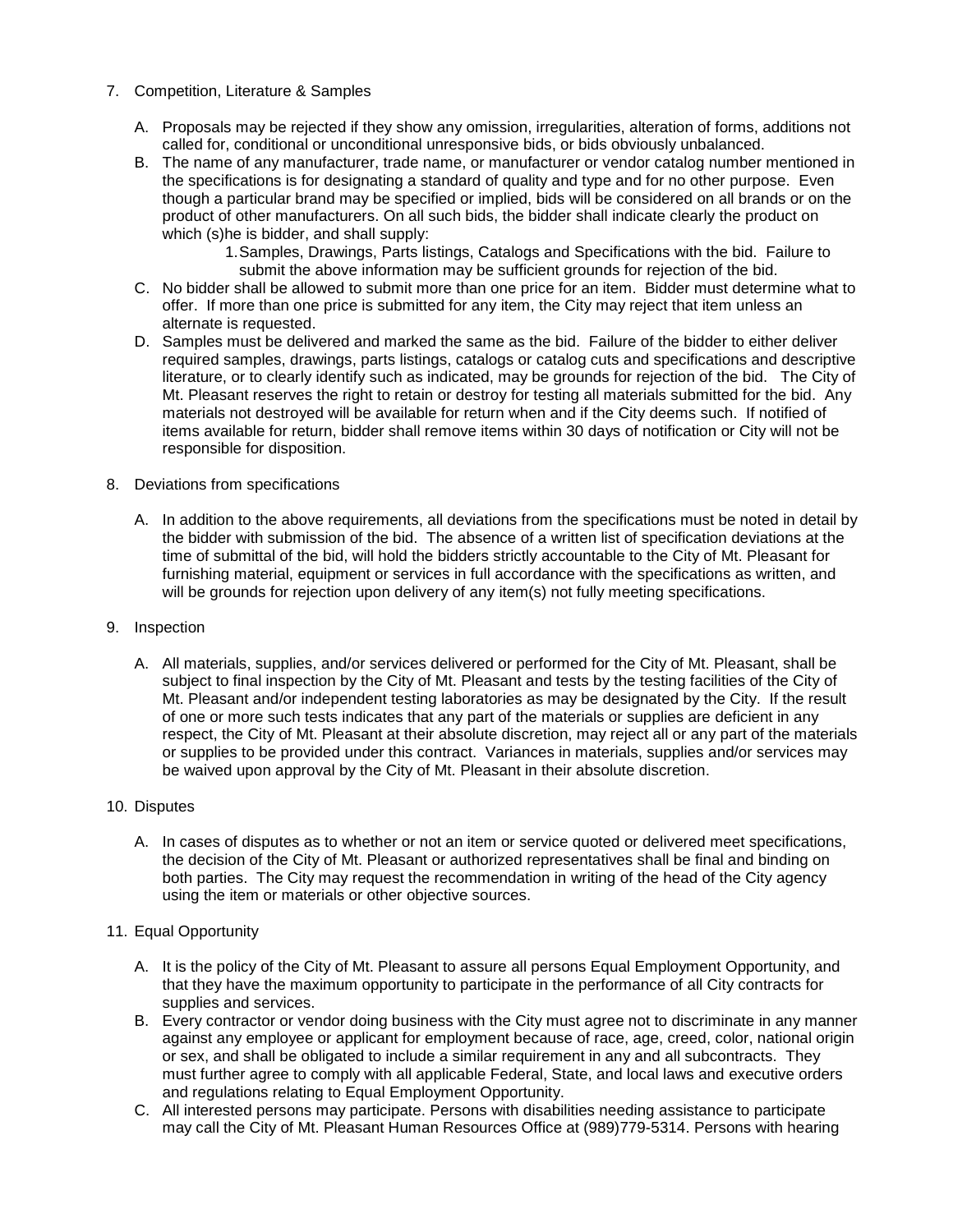7. Competition, Literature & Samples

   A. Proposals may be rejected if they show any omission, irregularities, alteration of forms, additions not called for, conditional or unconditional unresponsive bids, or bids obviously unbalanced.
   B. The name of any manufacturer, trade name, or manufacturer or vendor catalog number mentioned in the specifications is for designating a standard of quality and type and for no other purpose. Even though a particular brand may be specified or implied, bids will be considered on all brands or on the product of other manufacturers. On all such bids, the bidder shall indicate clearly the product on which (s)he is bidder, and shall supply:
      1. Samples, Drawings, Parts listings, Catalogs and Specifications with the bid. Failure to submit the above information may be sufficient grounds for rejection of the bid.
   C. No bidder shall be allowed to submit more than one price for an item. Bidder must determine what to offer. If more than one price is submitted for any item, the City may reject that item unless an alternate is requested.
   D. Samples must be delivered and marked the same as the bid. Failure of the bidder to either deliver required samples, drawings, parts listings, catalogs or catalog cuts and specifications and descriptive literature, or to clearly identify such as indicated, may be grounds for rejection of the bid. The City of Mt. Pleasant reserves the right to retain or destroy for testing all materials submitted for the bid. Any materials not destroyed will be available for return when and if the City deems such. If notified of items available for return, bidder shall remove items within 30 days of notification or City will not be responsible for disposition.

8. Deviations from specifications

   A. In addition to the above requirements, all deviations from the specifications must be noted in detail by the bidder with submission of the bid. The absence of a written list of specification deviations at the time of submittal of the bid, will hold the bidders strictly accountable to the City of Mt. Pleasant for furnishing material, equipment or services in full accordance with the specifications as written, and will be grounds for rejection upon delivery of any item(s) not fully meeting specifications.

9. Inspection

   A. All materials, supplies, and/or services delivered or performed for the City of Mt. Pleasant, shall be subject to final inspection by the City of Mt. Pleasant and tests by the testing facilities of the City of Mt. Pleasant and/or independent testing laboratories as may be designated by the City. If the result of one or more such tests indicates that any part of the materials or supplies are deficient in any respect, the City of Mt. Pleasant at their absolute discretion, may reject all or any part of the materials or supplies to be provided under this contract. Variances in materials, supplies and/or services may be waived upon approval by the City of Mt. Pleasant in their absolute discretion.

10. Disputes

    A. In cases of disputes as to whether or not an item or service quoted or delivered meet specifications, the decision of the City of Mt. Pleasant or authorized representatives shall be final and binding on both parties. The City may request the recommendation in writing of the head of the City agency using the item or materials or other objective sources.

11. Equal Opportunity

    A. It is the policy of the City of Mt. Pleasant to assure all persons Equal Employment Opportunity, and that they have the maximum opportunity to participate in the performance of all City contracts for supplies and services.
    B. Every contractor or vendor doing business with the City must agree not to discriminate in any manner against any employee or applicant for employment because of race, age, creed, color, national origin or sex, and shall be obligated to include a similar requirement in any and all subcontracts. They must further agree to comply with all applicable Federal, State, and local laws and executive orders and regulations relating to Equal Employment Opportunity.
    C. All interested persons may participate. Persons with disabilities needing assistance to participate may call the City of Mt. Pleasant Human Resources Office at (989)779-5314. Persons with hearing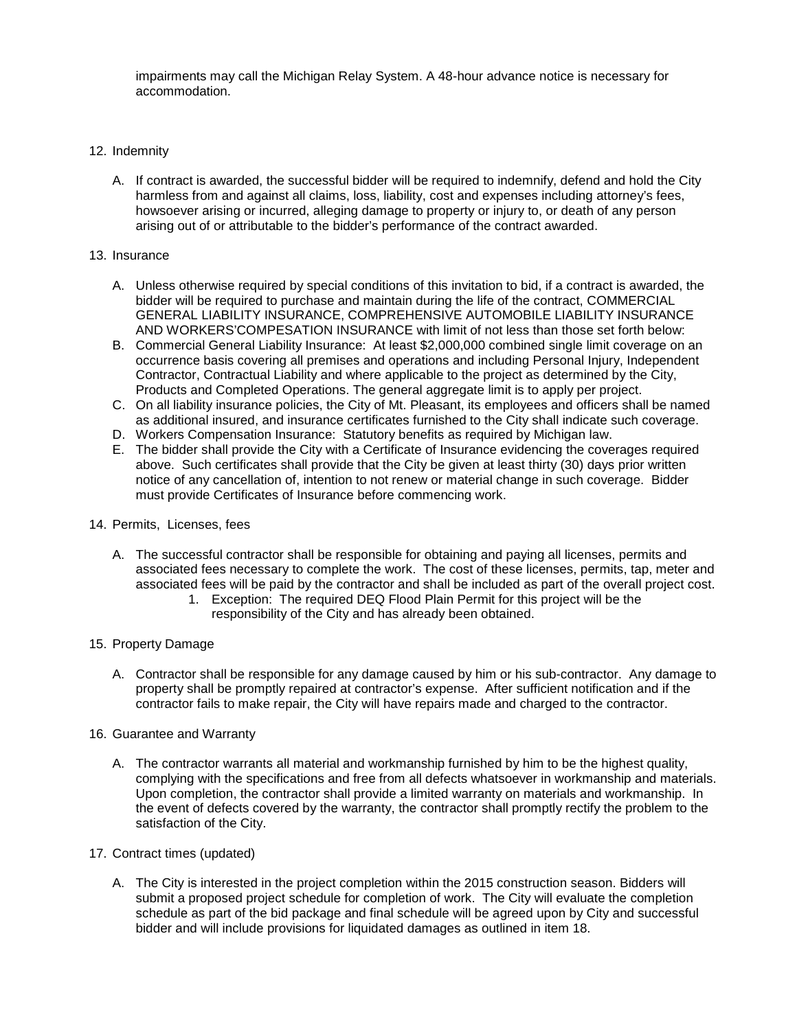impairments may call the Michigan Relay System. A 48-hour advance notice is necessary for accommodation.

12. Indemnity

    A. If contract is awarded, the successful bidder will be required to indemnify, defend and hold the City harmless from and against all claims, loss, liability, cost and expenses including attorney's fees, howsoever arising or incurred, alleging damage to property or injury to, or death of any person arising out of or attributable to the bidder's performance of the contract awarded.

13. Insurance

    A. Unless otherwise required by special conditions of this invitation to bid, if a contract is awarded, the bidder will be required to purchase and maintain during the life of the contract, COMMERCIAL GENERAL LIABILITY INSURANCE, COMPREHENSIVE AUTOMOBILE LIABILITY INSURANCE AND WORKERS'COMPESATION INSURANCE with limit of not less than those set forth below:
    B. Commercial General Liability Insurance: At least $2,000,000 combined single limit coverage on an occurrence basis covering all premises and operations and including Personal Injury, Independent Contractor, Contractual Liability and where applicable to the project as determined by the City, Products and Completed Operations. The general aggregate limit is to apply per project.
    C. On all liability insurance policies, the City of Mt. Pleasant, its employees and officers shall be named as additional insured, and insurance certificates furnished to the City shall indicate such coverage.
    D. Workers Compensation Insurance: Statutory benefits as required by Michigan law.
    E. The bidder shall provide the City with a Certificate of Insurance evidencing the coverages required above. Such certificates shall provide that the City be given at least thirty (30) days prior written notice of any cancellation of, intention to not renew or material change in such coverage. Bidder must provide Certificates of Insurance before commencing work.

14. Permits, Licenses, fees

    A. The successful contractor shall be responsible for obtaining and paying all licenses, permits and associated fees necessary to complete the work. The cost of these licenses, permits, tap, meter and associated fees will be paid by the contractor and shall be included as part of the overall project cost.
        1. Exception: The required DEQ Flood Plain Permit for this project will be the responsibility of the City and has already been obtained.

15. Property Damage

    A. Contractor shall be responsible for any damage caused by him or his sub-contractor. Any damage to property shall be promptly repaired at contractor's expense. After sufficient notification and if the contractor fails to make repair, the City will have repairs made and charged to the contractor.

16. Guarantee and Warranty

    A. The contractor warrants all material and workmanship furnished by him to be the highest quality, complying with the specifications and free from all defects whatsoever in workmanship and materials. Upon completion, the contractor shall provide a limited warranty on materials and workmanship. In the event of defects covered by the warranty, the contractor shall promptly rectify the problem to the satisfaction of the City.

17. Contract times (updated)

    A. The City is interested in the project completion within the 2015 construction season. Bidders will submit a proposed project schedule for completion of work. The City will evaluate the completion schedule as part of the bid package and final schedule will be agreed upon by City and successful bidder and will include provisions for liquidated damages as outlined in item 18.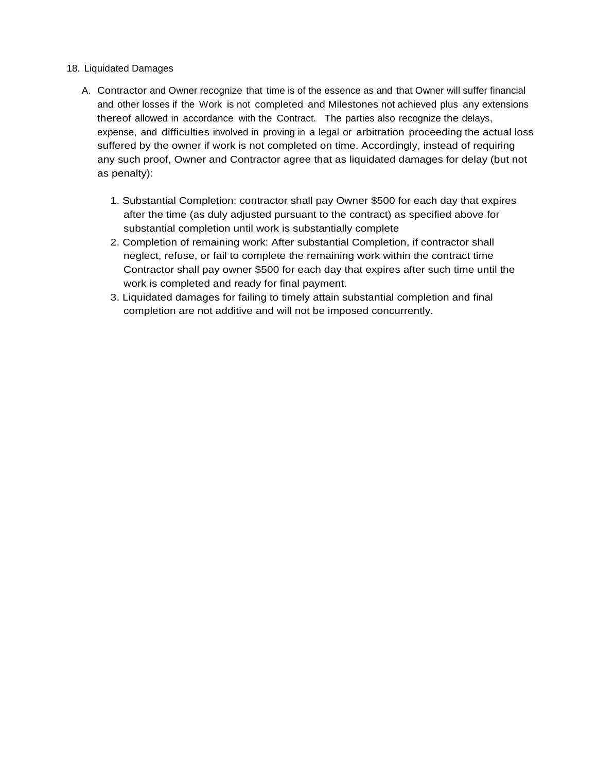18. Liquidated Damages

A. Contractor and Owner recognize that time is of the essence as and that Owner will suffer financial and other losses if the Work is not completed and Milestones not achieved plus any extensions thereof allowed in accordance with the Contract. The parties also recognize the delays, expense, and difficulties involved in proving in a legal or arbitration proceeding the actual loss suffered by the owner if work is not completed on time. Accordingly, instead of requiring any such proof, Owner and Contractor agree that as liquidated damages for delay (but not as penalty):

   1. Substantial Completion: contractor shall pay Owner $500 for each day that expires after the time (as duly adjusted pursuant to the contract) as specified above for substantial completion until work is substantially complete
   2. Completion of remaining work: After substantial Completion, if contractor shall neglect, refuse, or fail to complete the remaining work within the contract time Contractor shall pay owner $500 for each day that expires after such time until the work is completed and ready for final payment.
   3. Liquidated damages for failing to timely attain substantial completion and final completion are not additive and will not be imposed concurrently.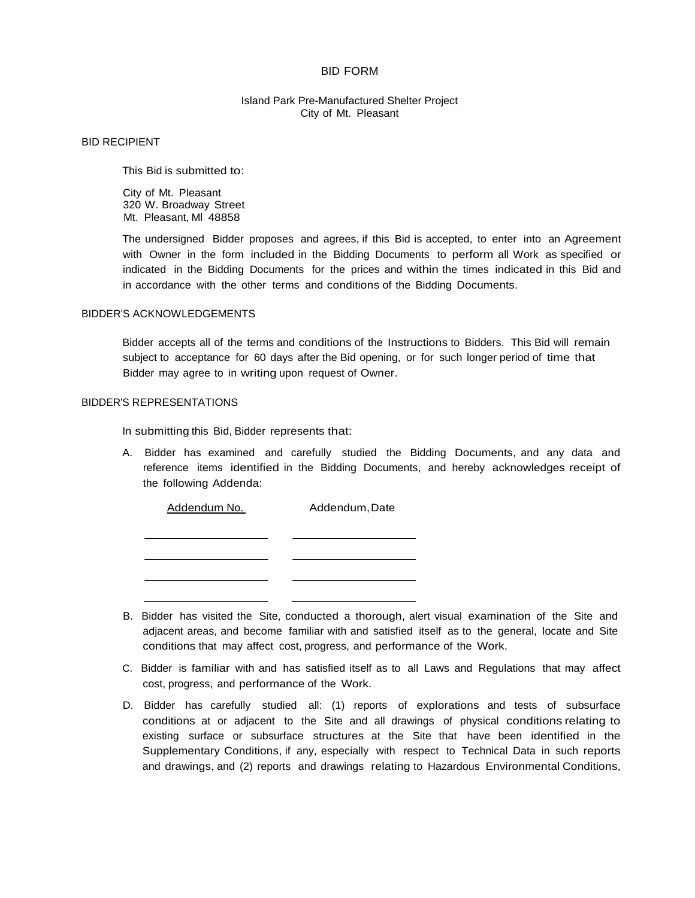# BID FORM

Island Park Pre-Manufactured Shelter Project
City of Mt. Pleasant

## BID RECIPIENT

This Bid is submitted to:

City of Mt. Pleasant
320 W. Broadway Street
Mt. Pleasant, MI 48858

The undersigned Bidder proposes and agrees, if this Bid is accepted, to enter into an Agreement with Owner in the form included in the Bidding Documents to perform all Work as specified or indicated in the Bidding Documents for the prices and within the times indicated in this Bid and in accordance with the other terms and conditions of the Bidding Documents.

## BIDDER'S ACKNOWLEDGEMENTS

Bidder accepts all of the terms and conditions of the Instructions to Bidders. This Bid will remain subject to acceptance for 60 days after the Bid opening, or for such longer period of time that Bidder may agree to in writing upon request of Owner.

## BIDDER'S REPRESENTATIONS

In submitting this Bid, Bidder represents that:

A. Bidder has examined and carefully studied the Bidding Documents, and any data and reference items identified in the Bidding Documents, and hereby acknowledges receipt of the following Addenda:

| Addendum No. | Addendum, Date |
|---|---|
| | |
| | |
| | |
| | |

B. Bidder has visited the Site, conducted a thorough, alert visual examination of the Site and adjacent areas, and become familiar with and satisfied itself as to the general, locate and Site conditions that may affect cost, progress, and performance of the Work.

C. Bidder is familiar with and has satisfied itself as to all Laws and Regulations that may affect cost, progress, and performance of the Work.

D. Bidder has carefully studied all: (1) reports of explorations and tests of subsurface conditions at or adjacent to the Site and all drawings of physical conditions relating to existing surface or subsurface structures at the Site that have been identified in the Supplementary Conditions, if any, especially with respect to Technical Data in such reports and drawings, and (2) reports and drawings relating to Hazardous Environmental Conditions,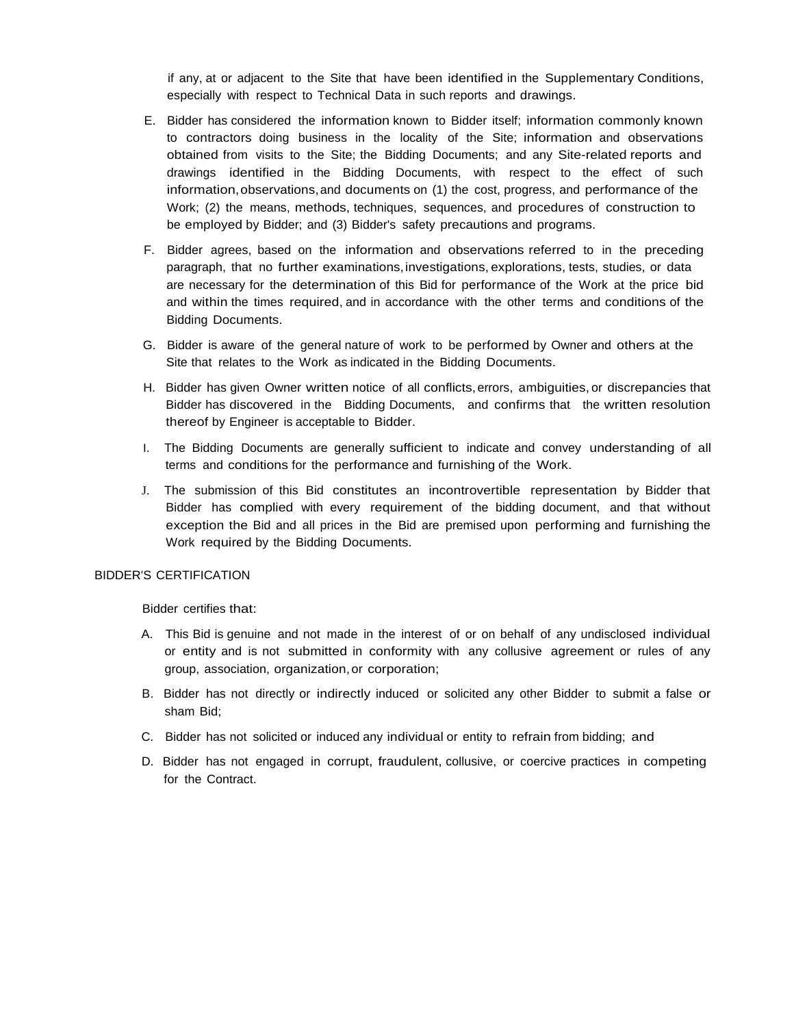if any, at or adjacent to the Site that have been identified in the Supplementary Conditions, especially with respect to Technical Data in such reports and drawings.

E. Bidder has considered the information known to Bidder itself; information commonly known to contractors doing business in the locality of the Site; information and observations obtained from visits to the Site; the Bidding Documents; and any Site-related reports and drawings identified in the Bidding Documents, with respect to the effect of such information, observations, and documents on (1) the cost, progress, and performance of the Work; (2) the means, methods, techniques, sequences, and procedures of construction to be employed by Bidder; and (3) Bidder's safety precautions and programs.

F. Bidder agrees, based on the information and observations referred to in the preceding paragraph, that no further examinations, investigations, explorations, tests, studies, or data are necessary for the determination of this Bid for performance of the Work at the price bid and within the times required, and in accordance with the other terms and conditions of the Bidding Documents.

G. Bidder is aware of the general nature of work to be performed by Owner and others at the Site that relates to the Work as indicated in the Bidding Documents.

H. Bidder has given Owner written notice of all conflicts, errors, ambiguities, or discrepancies that Bidder has discovered in the Bidding Documents, and confirms that the written resolution thereof by Engineer is acceptable to Bidder.

I. The Bidding Documents are generally sufficient to indicate and convey understanding of all terms and conditions for the performance and furnishing of the Work.

J. The submission of this Bid constitutes an incontrovertible representation by Bidder that Bidder has complied with every requirement of the bidding document, and that without exception the Bid and all prices in the Bid are premised upon performing and furnishing the Work required by the Bidding Documents.

BIDDER'S CERTIFICATION

Bidder certifies that:

A. This Bid is genuine and not made in the interest of or on behalf of any undisclosed individual or entity and is not submitted in conformity with any collusive agreement or rules of any group, association, organization, or corporation;

B. Bidder has not directly or indirectly induced or solicited any other Bidder to submit a false or sham Bid;

C. Bidder has not solicited or induced any individual or entity to refrain from bidding; and

D. Bidder has not engaged in corrupt, fraudulent, collusive, or coercive practices in competing for the Contract.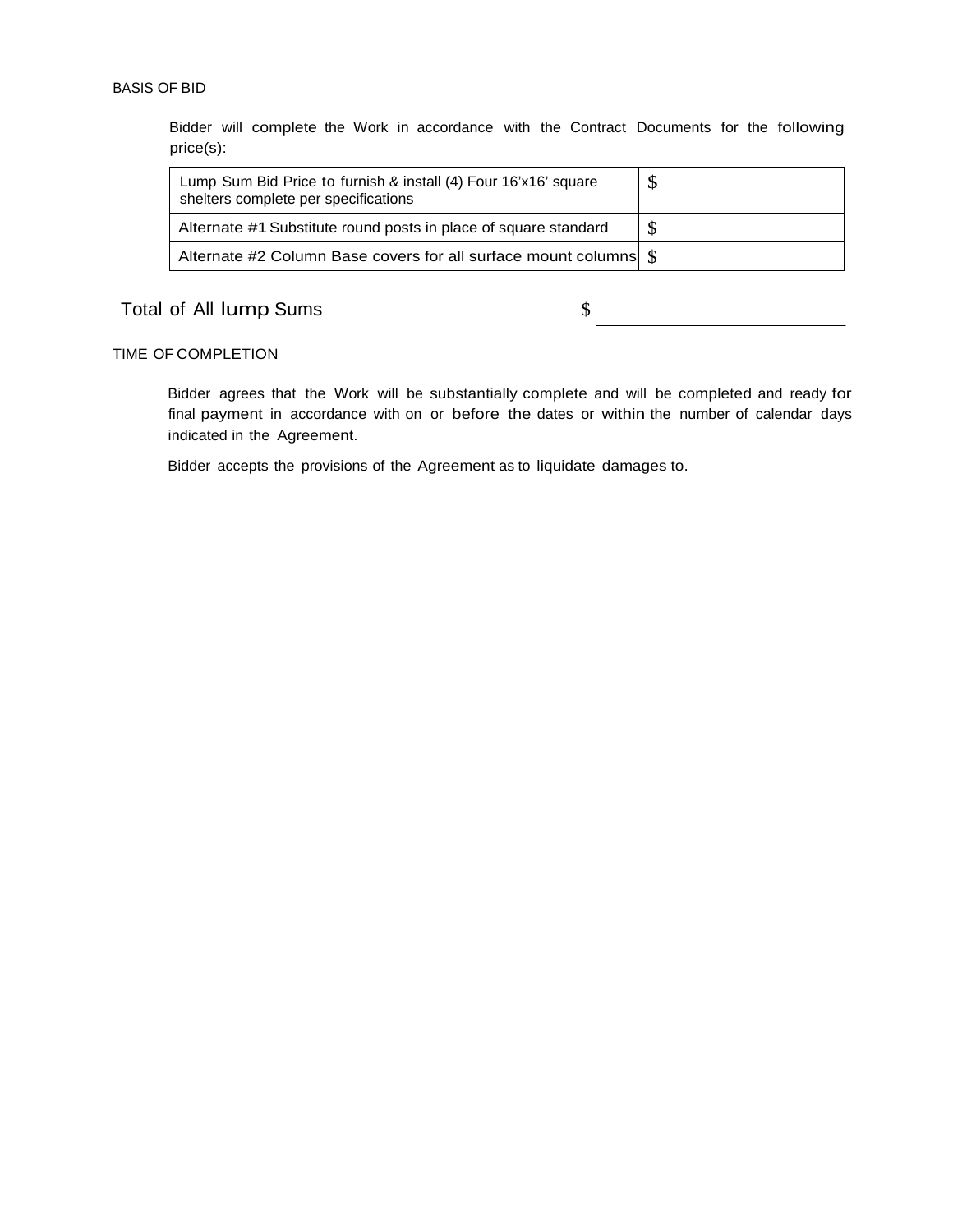BASIS OF BID

Bidder will complete the Work in accordance with the Contract Documents for the following price(s):

| Lump Sum Bid Price to furnish & install (4) Four 16'x16' square shelters complete per specifications | $ |
|---|---|
| Alternate #1 Substitute round posts in place of square standard | $ |
| Alternate #2 Column Base covers for all surface mount columns | $ |

Total of All lump Sums $ ______________________

TIME OF COMPLETION

Bidder agrees that the Work will be substantially complete and will be completed and ready for final payment in accordance with on or before the dates or within the number of calendar days indicated in the Agreement.

Bidder accepts the provisions of the Agreement as to liquidate damages to.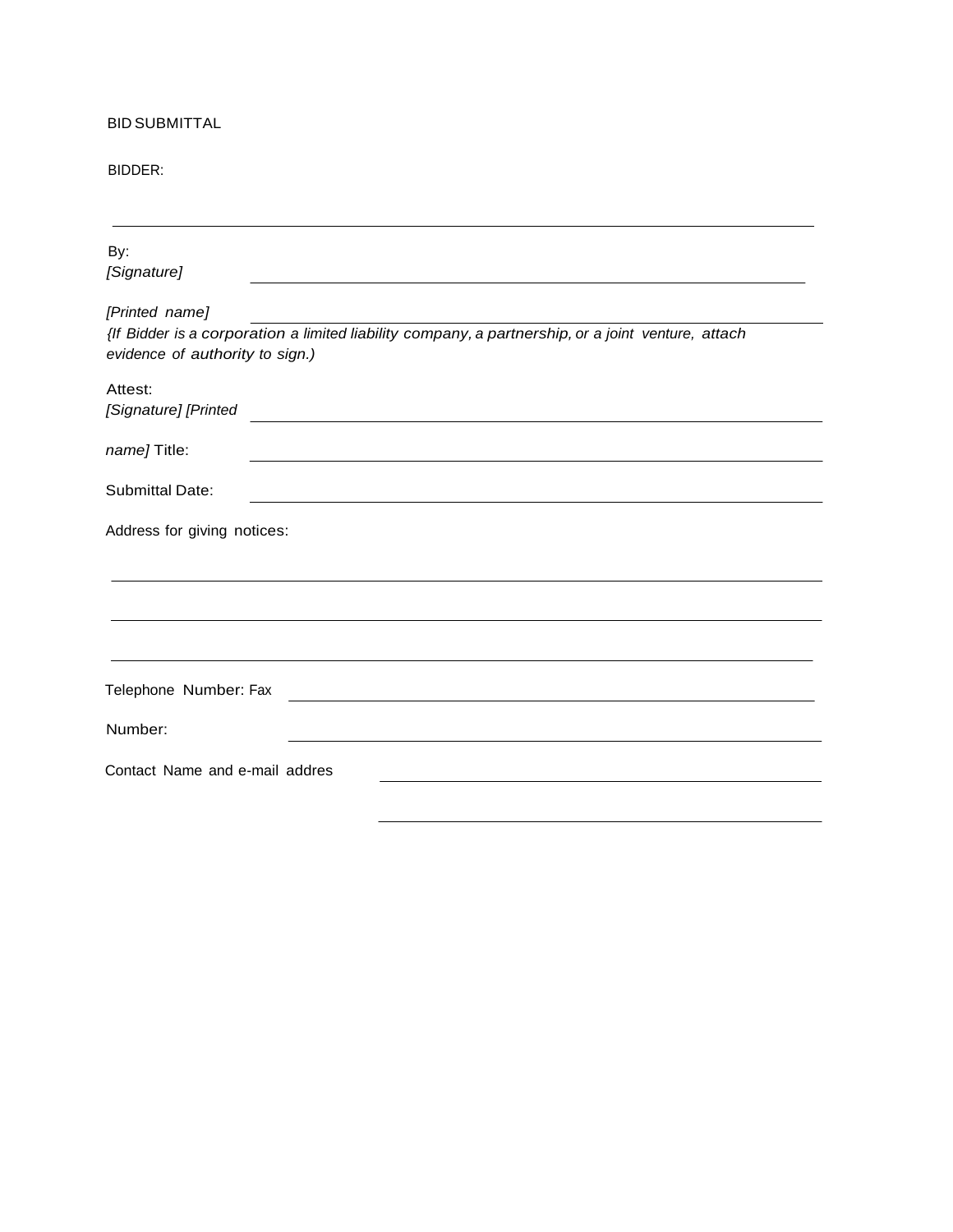BID SUBMITTAL

BIDDER:

\_\_\_\_\_\_\_\_\_\_\_\_\_\_\_\_\_\_\_\_\_\_\_\_\_\_\_\_\_\_\_\_\_\_\_\_\_\_\_\_\_\_\_\_\_\_\_\_\_\_\_\_\_\_\_\_\_\_\_\_\_\_\_\_\_\_\_\_

By:

*[Signature]* \_\_\_\_\_\_\_\_\_\_\_\_\_\_\_\_\_\_\_\_\_\_\_\_\_\_\_\_\_\_\_\_\_\_\_\_\_\_\_\_\_\_\_\_\_\_\_\_\_\_\_\_\_\_

*[Printed name]* \_\_\_\_\_\_\_\_\_\_\_\_\_\_\_\_\_\_\_\_\_\_\_\_\_\_\_\_\_\_\_\_\_\_\_\_\_\_\_\_\_\_\_\_\_\_\_\_\_\_\_\_\_\_

*{If Bidder is a corporation a limited liability company, a partnership, or a joint venture, attach evidence of authority to sign.)*

Attest:

*[Signature] [Printed* \_\_\_\_\_\_\_\_\_\_\_\_\_\_\_\_\_\_\_\_\_\_\_\_\_\_\_\_\_\_\_\_\_\_\_\_\_\_\_\_\_\_\_\_\_\_\_\_\_\_\_\_\_\_

*name]* Title: \_\_\_\_\_\_\_\_\_\_\_\_\_\_\_\_\_\_\_\_\_\_\_\_\_\_\_\_\_\_\_\_\_\_\_\_\_\_\_\_\_\_\_\_\_\_\_\_\_\_\_\_\_\_

Submittal Date: \_\_\_\_\_\_\_\_\_\_\_\_\_\_\_\_\_\_\_\_\_\_\_\_\_\_\_\_\_\_\_\_\_\_\_\_\_\_\_\_\_\_\_\_\_\_\_\_\_\_\_\_\_\_

Address for giving notices:

\_\_\_\_\_\_\_\_\_\_\_\_\_\_\_\_\_\_\_\_\_\_\_\_\_\_\_\_\_\_\_\_\_\_\_\_\_\_\_\_\_\_\_\_\_\_\_\_\_\_\_\_\_\_\_\_\_\_\_\_\_\_\_\_\_\_\_\_

\_\_\_\_\_\_\_\_\_\_\_\_\_\_\_\_\_\_\_\_\_\_\_\_\_\_\_\_\_\_\_\_\_\_\_\_\_\_\_\_\_\_\_\_\_\_\_\_\_\_\_\_\_\_\_\_\_\_\_\_\_\_\_\_\_\_\_\_

\_\_\_\_\_\_\_\_\_\_\_\_\_\_\_\_\_\_\_\_\_\_\_\_\_\_\_\_\_\_\_\_\_\_\_\_\_\_\_\_\_\_\_\_\_\_\_\_\_\_\_\_\_\_\_\_\_\_\_\_\_\_\_\_\_\_\_\_

Telephone Number: Fax \_\_\_\_\_\_\_\_\_\_\_\_\_\_\_\_\_\_\_\_\_\_\_\_\_\_\_\_\_\_\_\_\_\_\_\_\_\_\_\_\_\_\_\_\_\_\_\_\_\_\_\_

Number: \_\_\_\_\_\_\_\_\_\_\_\_\_\_\_\_\_\_\_\_\_\_\_\_\_\_\_\_\_\_\_\_\_\_\_\_\_\_\_\_\_\_\_\_\_\_\_\_\_\_\_\_

Contact Name and e-mail addres \_\_\_\_\_\_\_\_\_\_\_\_\_\_\_\_\_\_\_\_\_\_\_\_\_\_\_\_\_\_\_\_\_\_\_\_\_\_\_\_\_\_\_\_

\_\_\_\_\_\_\_\_\_\_\_\_\_\_\_\_\_\_\_\_\_\_\_\_\_\_\_\_\_\_\_\_\_\_\_\_\_\_\_\_\_\_\_\_